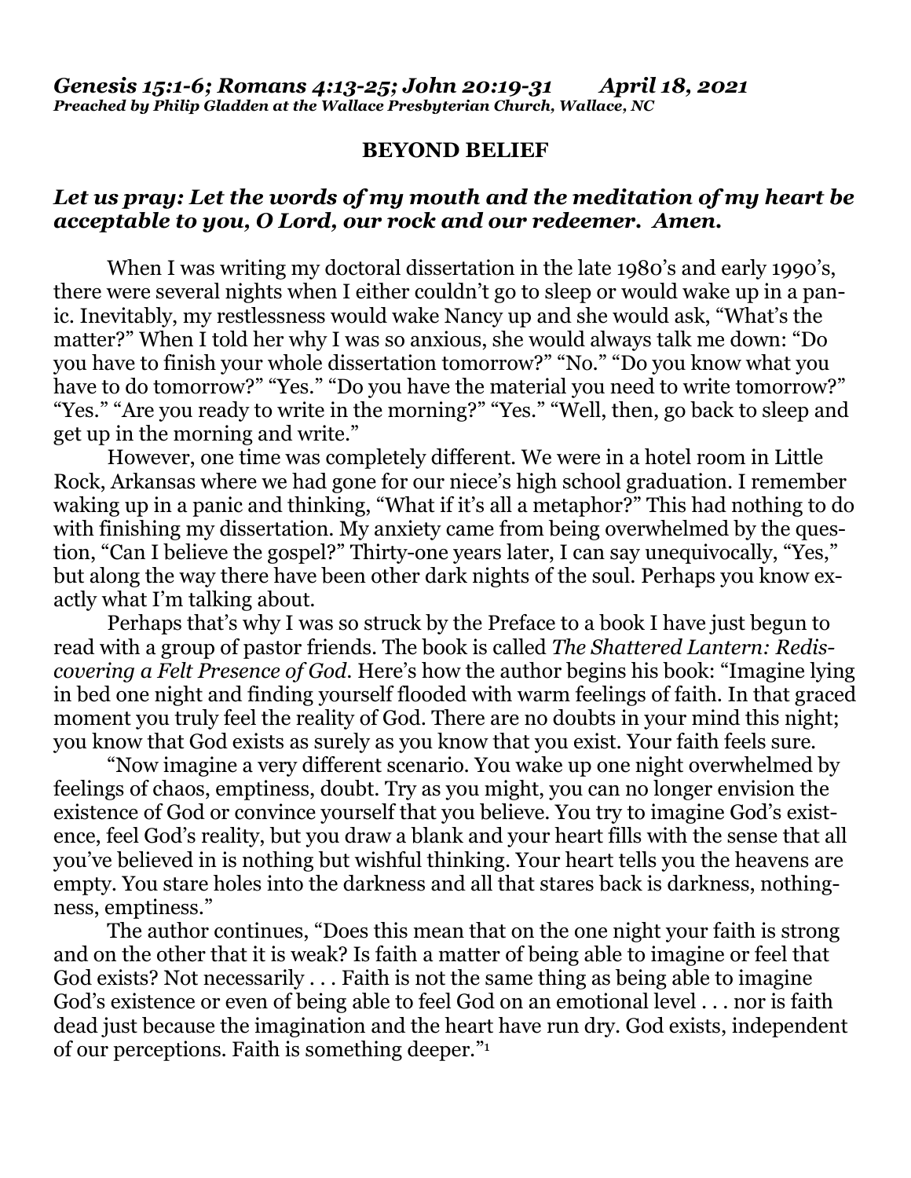***Genesis 15:1-6; Romans 4:13-25; John 20:19-31 April 18, 2021***
***Preached by Philip Gladden at the Wallace Presbyterian Church, Wallace, NC***

**BEYOND BELIEF**

***Let us pray: Let the words of my mouth and the meditation of my heart be acceptable to you, O Lord, our rock and our redeemer. Amen.***

When I was writing my doctoral dissertation in the late 1980's and early 1990's, there were several nights when I either couldn't go to sleep or would wake up in a panic. Inevitably, my restlessness would wake Nancy up and she would ask, "What's the matter?" When I told her why I was so anxious, she would always talk me down: "Do you have to finish your whole dissertation tomorrow?" "No." "Do you know what you have to do tomorrow?" "Yes." "Do you have the material you need to write tomorrow?" "Yes." "Are you ready to write in the morning?" "Yes." "Well, then, go back to sleep and get up in the morning and write."

However, one time was completely different. We were in a hotel room in Little Rock, Arkansas where we had gone for our niece's high school graduation. I remember waking up in a panic and thinking, "What if it's all a metaphor?" This had nothing to do with finishing my dissertation. My anxiety came from being overwhelmed by the question, "Can I believe the gospel?" Thirty-one years later, I can say unequivocally, "Yes," but along the way there have been other dark nights of the soul. Perhaps you know exactly what I'm talking about.

Perhaps that's why I was so struck by the Preface to a book I have just begun to read with a group of pastor friends. The book is called *The Shattered Lantern: Rediscovering a Felt Presence of God*. Here's how the author begins his book: "Imagine lying in bed one night and finding yourself flooded with warm feelings of faith. In that graced moment you truly feel the reality of God. There are no doubts in your mind this night; you know that God exists as surely as you know that you exist. Your faith feels sure.

"Now imagine a very different scenario. You wake up one night overwhelmed by feelings of chaos, emptiness, doubt. Try as you might, you can no longer envision the existence of God or convince yourself that you believe. You try to imagine God's existence, feel God's reality, but you draw a blank and your heart fills with the sense that all you've believed in is nothing but wishful thinking. Your heart tells you the heavens are empty. You stare holes into the darkness and all that stares back is darkness, nothingness, emptiness."

The author continues, "Does this mean that on the one night your faith is strong and on the other that it is weak? Is faith a matter of being able to imagine or feel that God exists? Not necessarily . . . Faith is not the same thing as being able to imagine God's existence or even of being able to feel God on an emotional level . . . nor is faith dead just because the imagination and the heart have run dry. God exists, independent of our perceptions. Faith is something deeper."[1]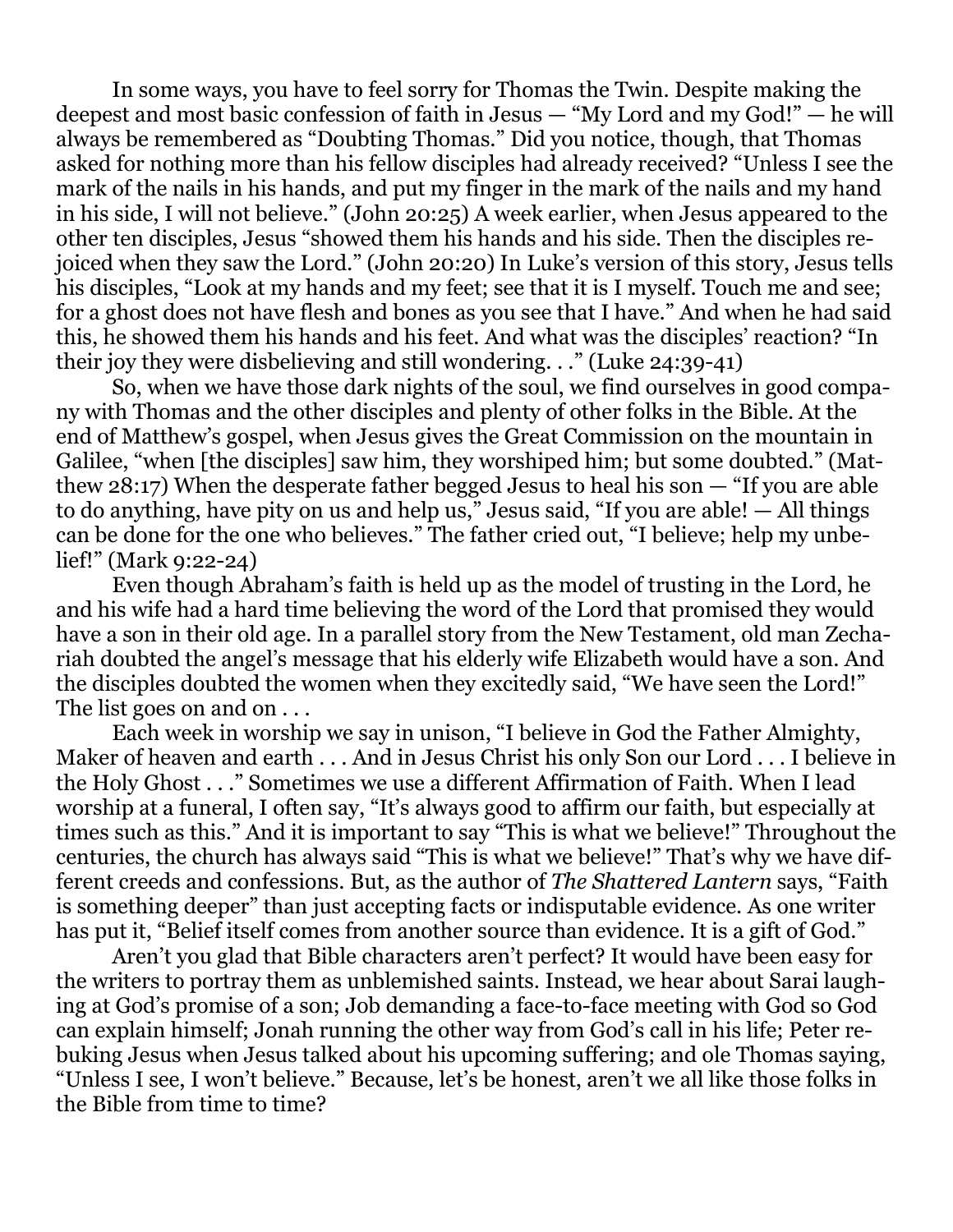In some ways, you have to feel sorry for Thomas the Twin. Despite making the deepest and most basic confession of faith in Jesus — "My Lord and my God!" — he will always be remembered as "Doubting Thomas." Did you notice, though, that Thomas asked for nothing more than his fellow disciples had already received? "Unless I see the mark of the nails in his hands, and put my finger in the mark of the nails and my hand in his side, I will not believe." (John 20:25) A week earlier, when Jesus appeared to the other ten disciples, Jesus "showed them his hands and his side. Then the disciples rejoiced when they saw the Lord." (John 20:20) In Luke's version of this story, Jesus tells his disciples, "Look at my hands and my feet; see that it is I myself. Touch me and see; for a ghost does not have flesh and bones as you see that I have." And when he had said this, he showed them his hands and his feet. And what was the disciples' reaction? "In their joy they were disbelieving and still wondering. . ." (Luke 24:39-41)

So, when we have those dark nights of the soul, we find ourselves in good company with Thomas and the other disciples and plenty of other folks in the Bible. At the end of Matthew's gospel, when Jesus gives the Great Commission on the mountain in Galilee, "when [the disciples] saw him, they worshiped him; but some doubted." (Matthew 28:17) When the desperate father begged Jesus to heal his son — "If you are able to do anything, have pity on us and help us," Jesus said, "If you are able! — All things can be done for the one who believes." The father cried out, "I believe; help my unbelief!" (Mark 9:22-24)

Even though Abraham's faith is held up as the model of trusting in the Lord, he and his wife had a hard time believing the word of the Lord that promised they would have a son in their old age. In a parallel story from the New Testament, old man Zechariah doubted the angel's message that his elderly wife Elizabeth would have a son. And the disciples doubted the women when they excitedly said, "We have seen the Lord!" The list goes on and on . . .

Each week in worship we say in unison, "I believe in God the Father Almighty, Maker of heaven and earth . . . And in Jesus Christ his only Son our Lord . . . I believe in the Holy Ghost . . ." Sometimes we use a different Affirmation of Faith. When I lead worship at a funeral, I often say, "It's always good to affirm our faith, but especially at times such as this." And it is important to say "This is what we believe!" Throughout the centuries, the church has always said "This is what we believe!" That's why we have different creeds and confessions. But, as the author of *The Shattered Lantern* says, "Faith is something deeper" than just accepting facts or indisputable evidence. As one writer has put it, "Belief itself comes from another source than evidence. It is a gift of God."

Aren't you glad that Bible characters aren't perfect? It would have been easy for the writers to portray them as unblemished saints. Instead, we hear about Sarai laughing at God's promise of a son; Job demanding a face-to-face meeting with God so God can explain himself; Jonah running the other way from God's call in his life; Peter rebuking Jesus when Jesus talked about his upcoming suffering; and ole Thomas saying, "Unless I see, I won't believe." Because, let's be honest, aren't we all like those folks in the Bible from time to time?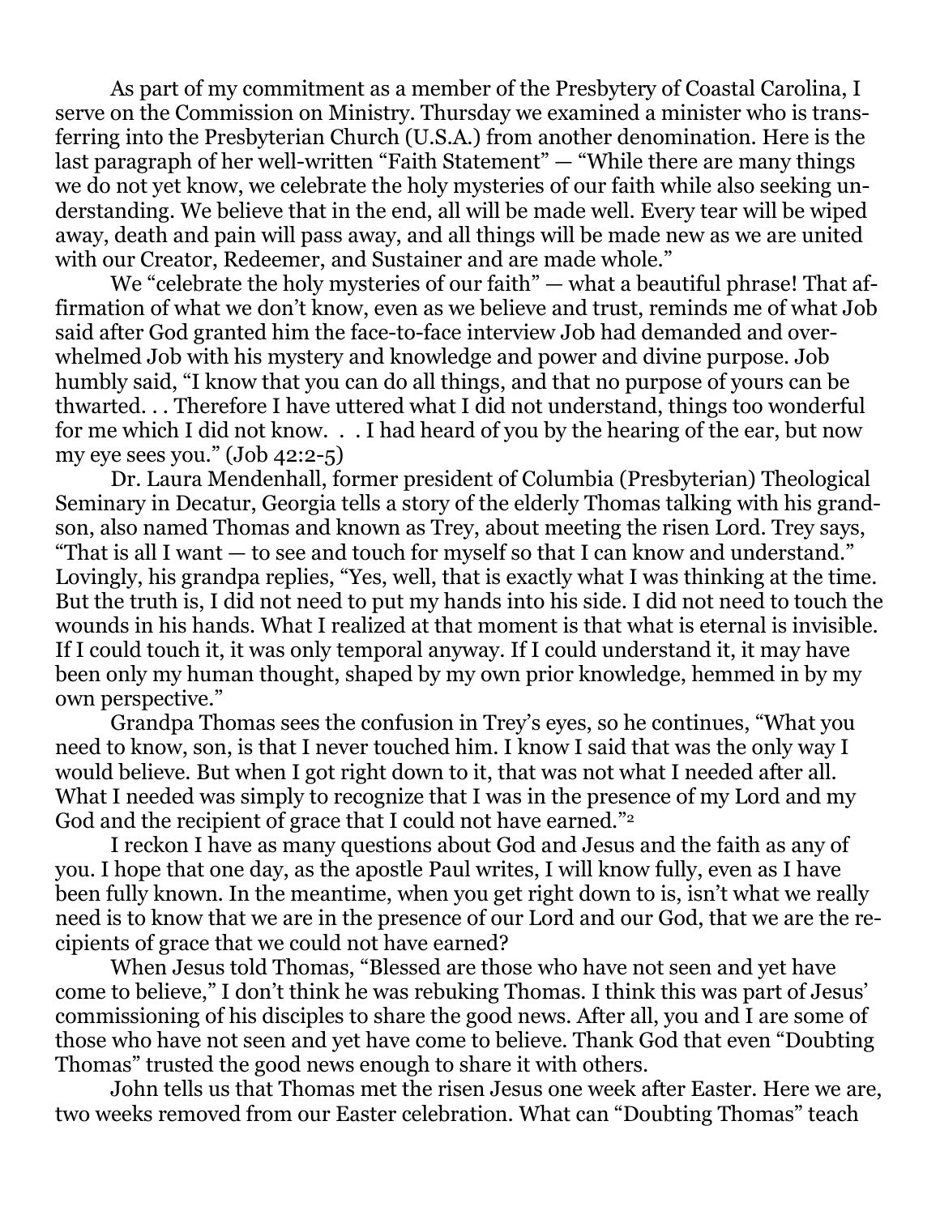As part of my commitment as a member of the Presbytery of Coastal Carolina, I serve on the Commission on Ministry. Thursday we examined a minister who is transferring into the Presbyterian Church (U.S.A.) from another denomination. Here is the last paragraph of her well-written "Faith Statement" — "While there are many things we do not yet know, we celebrate the holy mysteries of our faith while also seeking understanding. We believe that in the end, all will be made well. Every tear will be wiped away, death and pain will pass away, and all things will be made new as we are united with our Creator, Redeemer, and Sustainer and are made whole."

We "celebrate the holy mysteries of our faith" — what a beautiful phrase! That affirmation of what we don't know, even as we believe and trust, reminds me of what Job said after God granted him the face-to-face interview Job had demanded and overwhelmed Job with his mystery and knowledge and power and divine purpose. Job humbly said, "I know that you can do all things, and that no purpose of yours can be thwarted. . . Therefore I have uttered what I did not understand, things too wonderful for me which I did not know. . . I had heard of you by the hearing of the ear, but now my eye sees you." (Job 42:2-5)

Dr. Laura Mendenhall, former president of Columbia (Presbyterian) Theological Seminary in Decatur, Georgia tells a story of the elderly Thomas talking with his grandson, also named Thomas and known as Trey, about meeting the risen Lord. Trey says, "That is all I want — to see and touch for myself so that I can know and understand." Lovingly, his grandpa replies, "Yes, well, that is exactly what I was thinking at the time. But the truth is, I did not need to put my hands into his side. I did not need to touch the wounds in his hands. What I realized at that moment is that what is eternal is invisible. If I could touch it, it was only temporal anyway. If I could understand it, it may have been only my human thought, shaped by my own prior knowledge, hemmed in by my own perspective."

Grandpa Thomas sees the confusion in Trey's eyes, so he continues, "What you need to know, son, is that I never touched him. I know I said that was the only way I would believe. But when I got right down to it, that was not what I needed after all. What I needed was simply to recognize that I was in the presence of my Lord and my God and the recipient of grace that I could not have earned."[2]

I reckon I have as many questions about God and Jesus and the faith as any of you. I hope that one day, as the apostle Paul writes, I will know fully, even as I have been fully known. In the meantime, when you get right down to is, isn't what we really need is to know that we are in the presence of our Lord and our God, that we are the recipients of grace that we could not have earned?

When Jesus told Thomas, "Blessed are those who have not seen and yet have come to believe," I don't think he was rebuking Thomas. I think this was part of Jesus' commissioning of his disciples to share the good news. After all, you and I are some of those who have not seen and yet have come to believe. Thank God that even "Doubting Thomas" trusted the good news enough to share it with others.

John tells us that Thomas met the risen Jesus one week after Easter. Here we are, two weeks removed from our Easter celebration. What can "Doubting Thomas" teach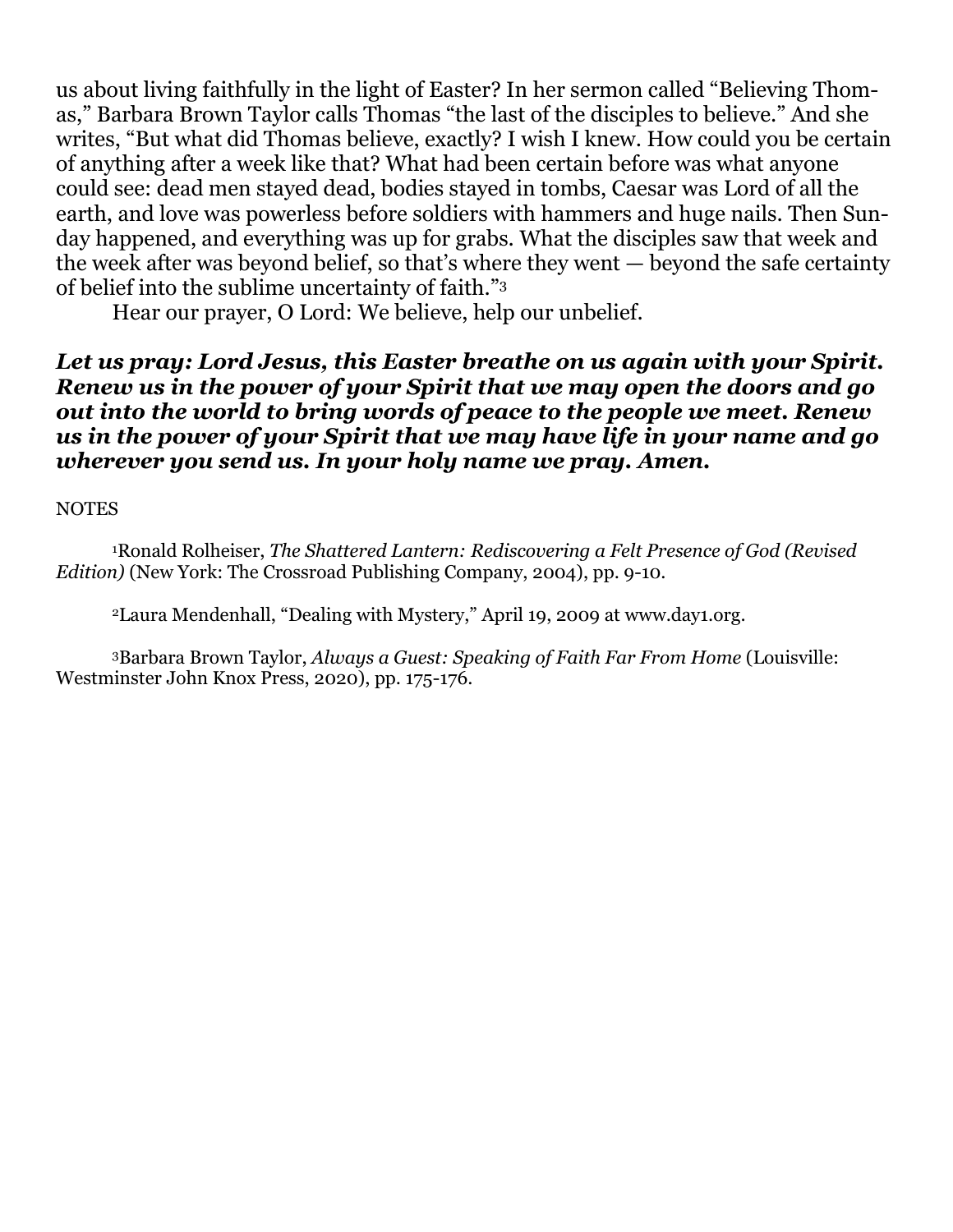us about living faithfully in the light of Easter? In her sermon called "Believing Thomas," Barbara Brown Taylor calls Thomas "the last of the disciples to believe." And she writes, "But what did Thomas believe, exactly? I wish I knew. How could you be certain of anything after a week like that? What had been certain before was what anyone could see: dead men stayed dead, bodies stayed in tombs, Caesar was Lord of all the earth, and love was powerless before soldiers with hammers and huge nails. Then Sunday happened, and everything was up for grabs. What the disciples saw that week and the week after was beyond belief, so that's where they went — beyond the safe certainty of belief into the sublime uncertainty of faith."[3]

Hear our prayer, O Lord: We believe, help our unbelief.

***Let us pray: Lord Jesus, this Easter breathe on us again with your Spirit. Renew us in the power of your Spirit that we may open the doors and go out into the world to bring words of peace to the people we meet. Renew us in the power of your Spirit that we may have life in your name and go wherever you send us. In your holy name we pray. Amen.***

NOTES

[1]Ronald Rolheiser, *The Shattered Lantern: Rediscovering a Felt Presence of God (Revised Edition)* (New York: The Crossroad Publishing Company, 2004), pp. 9-10.

[2]Laura Mendenhall, "Dealing with Mystery," April 19, 2009 at www.day1.org.

[3]Barbara Brown Taylor, *Always a Guest: Speaking of Faith Far From Home* (Louisville: Westminster John Knox Press, 2020), pp. 175-176.